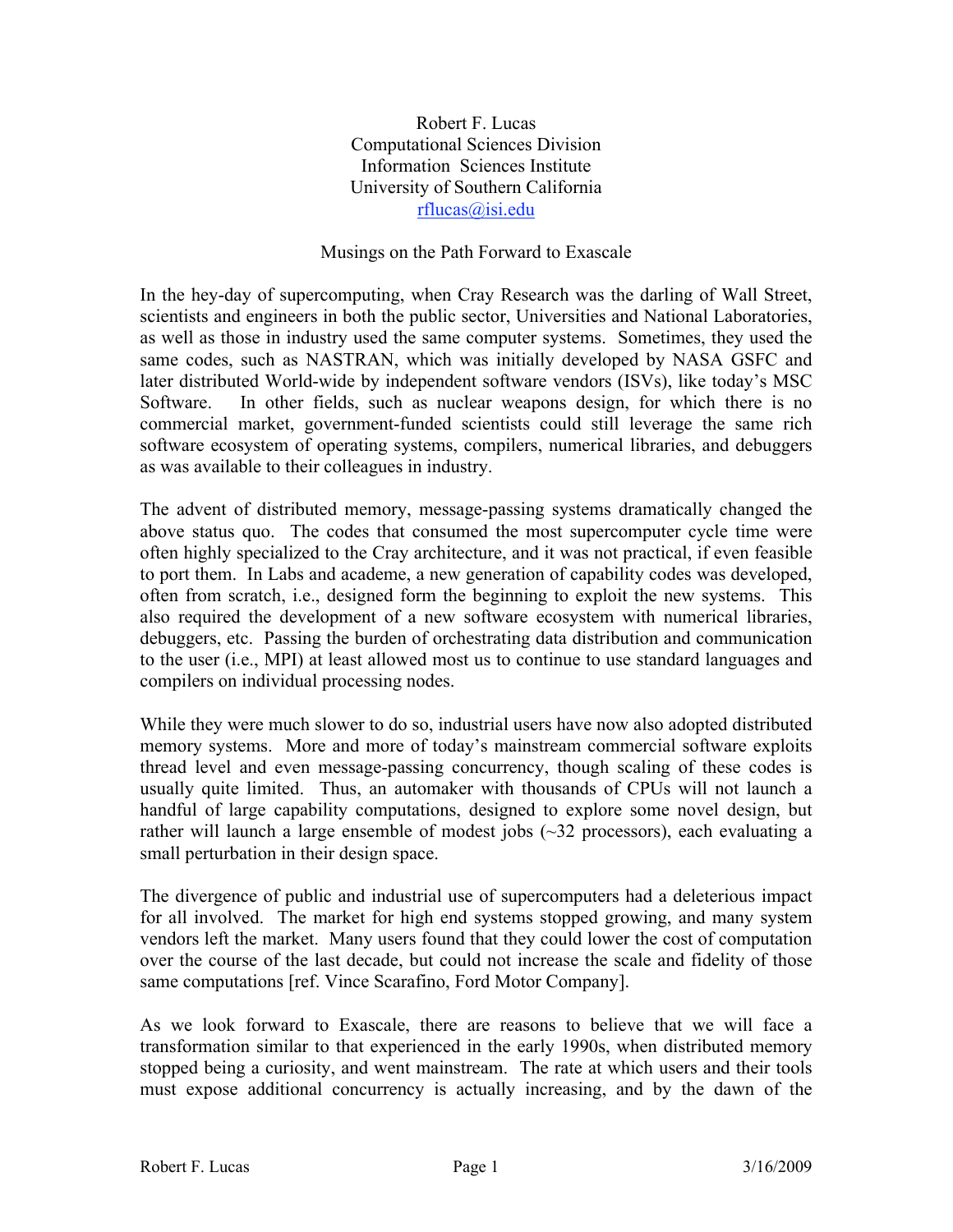Robert F. Lucas
Computational Sciences Division
Information Sciences Institute
University of Southern California
rflucas@isi.edu

# Musings on the Path Forward to Exascale

In the hey-day of supercomputing, when Cray Research was the darling of Wall Street, scientists and engineers in both the public sector, Universities and National Laboratories, as well as those in industry used the same computer systems. Sometimes, they used the same codes, such as NASTRAN, which was initially developed by NASA GSFC and later distributed World-wide by independent software vendors (ISVs), like today's MSC Software. In other fields, such as nuclear weapons design, for which there is no commercial market, government-funded scientists could still leverage the same rich software ecosystem of operating systems, compilers, numerical libraries, and debuggers as was available to their colleagues in industry.

The advent of distributed memory, message-passing systems dramatically changed the above status quo. The codes that consumed the most supercomputer cycle time were often highly specialized to the Cray architecture, and it was not practical, if even feasible to port them. In Labs and academe, a new generation of capability codes was developed, often from scratch, i.e., designed form the beginning to exploit the new systems. This also required the development of a new software ecosystem with numerical libraries, debuggers, etc. Passing the burden of orchestrating data distribution and communication to the user (i.e., MPI) at least allowed most us to continue to use standard languages and compilers on individual processing nodes.

While they were much slower to do so, industrial users have now also adopted distributed memory systems. More and more of today's mainstream commercial software exploits thread level and even message-passing concurrency, though scaling of these codes is usually quite limited. Thus, an automaker with thousands of CPUs will not launch a handful of large capability computations, designed to explore some novel design, but rather will launch a large ensemble of modest jobs (~32 processors), each evaluating a small perturbation in their design space.

The divergence of public and industrial use of supercomputers had a deleterious impact for all involved. The market for high end systems stopped growing, and many system vendors left the market. Many users found that they could lower the cost of computation over the course of the last decade, but could not increase the scale and fidelity of those same computations [ref. Vince Scarafino, Ford Motor Company].

As we look forward to Exascale, there are reasons to believe that we will face a transformation similar to that experienced in the early 1990s, when distributed memory stopped being a curiosity, and went mainstream. The rate at which users and their tools must expose additional concurrency is actually increasing, and by the dawn of the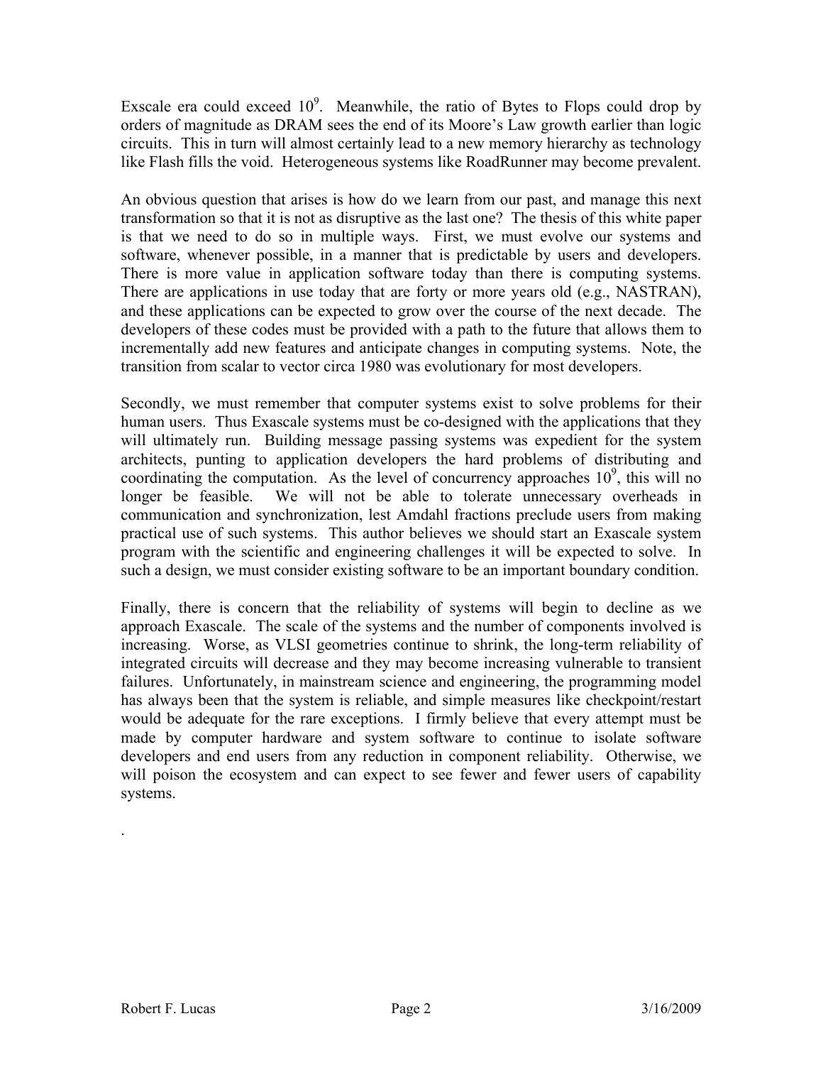Exscale era could exceed $10^9$. Meanwhile, the ratio of Bytes to Flops could drop by orders of magnitude as DRAM sees the end of its Moore's Law growth earlier than logic circuits. This in turn will almost certainly lead to a new memory hierarchy as technology like Flash fills the void. Heterogeneous systems like RoadRunner may become prevalent.

An obvious question that arises is how do we learn from our past, and manage this next transformation so that it is not as disruptive as the last one? The thesis of this white paper is that we need to do so in multiple ways. First, we must evolve our systems and software, whenever possible, in a manner that is predictable by users and developers. There is more value in application software today than there is computing systems. There are applications in use today that are forty or more years old (e.g., NASTRAN), and these applications can be expected to grow over the course of the next decade. The developers of these codes must be provided with a path to the future that allows them to incrementally add new features and anticipate changes in computing systems. Note, the transition from scalar to vector circa 1980 was evolutionary for most developers.

Secondly, we must remember that computer systems exist to solve problems for their human users. Thus Exascale systems must be co-designed with the applications that they will ultimately run. Building message passing systems was expedient for the system architects, punting to application developers the hard problems of distributing and coordinating the computation. As the level of concurrency approaches $10^9$, this will no longer be feasible. We will not be able to tolerate unnecessary overheads in communication and synchronization, lest Amdahl fractions preclude users from making practical use of such systems. This author believes we should start an Exascale system program with the scientific and engineering challenges it will be expected to solve. In such a design, we must consider existing software to be an important boundary condition.

Finally, there is concern that the reliability of systems will begin to decline as we approach Exascale. The scale of the systems and the number of components involved is increasing. Worse, as VLSI geometries continue to shrink, the long-term reliability of integrated circuits will decrease and they may become increasing vulnerable to transient failures. Unfortunately, in mainstream science and engineering, the programming model has always been that the system is reliable, and simple measures like checkpoint/restart would be adequate for the rare exceptions. I firmly believe that every attempt must be made by computer hardware and system software to continue to isolate software developers and end users from any reduction in component reliability. Otherwise, we will poison the ecosystem and can expect to see fewer and fewer users of capability systems.

.